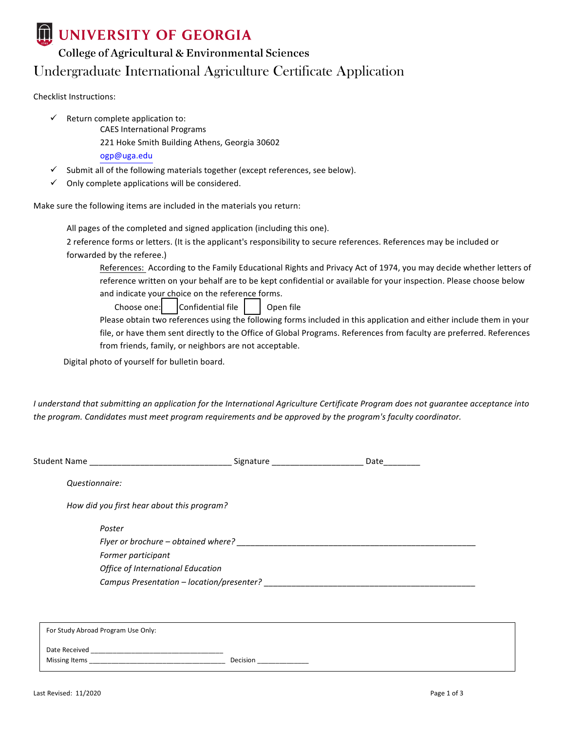# UNIVERSITY OF GEORGIA

## College of Agricultural & Environmental Sciences

## Undergraduate International Agriculture Certificate Application

Checklist Instructions:

- ✓ Return complete application to:
  CAES International Programs
  221 Hoke Smith Building Athens, Georgia 30602
  ogp@uga.edu
- ✓ Submit all of the following materials together (except references, see below).
- ✓ Only complete applications will be considered.

Make sure the following items are included in the materials you return:

All pages of the completed and signed application (including this one).

2 reference forms or letters. (It is the applicant's responsibility to secure references. References may be included or forwarded by the referee.)

References: According to the Family Educational Rights and Privacy Act of 1974, you may decide whether letters of reference written on your behalf are to be kept confidential or available for your inspection. Please choose below and indicate your choice on the reference forms.

Choose one: ☐ Confidential file ☐ Open file

Please obtain two references using the following forms included in this application and either include them in your file, or have them sent directly to the Office of Global Programs. References from faculty are preferred. References from friends, family, or neighbors are not acceptable.

Digital photo of yourself for bulletin board.

*I understand that submitting an application for the International Agriculture Certificate Program does not guarantee acceptance into the program. Candidates must meet program requirements and be approved by the program's faculty coordinator.*

Student Name ______________________________ Signature ____________________ Date________

*Questionnaire:*

*How did you first hear about this program?*

*Poster*

*Flyer or brochure – obtained where?* ____________________________________________________

*Former participant*

*Office of International Education*

*Campus Presentation – location/presenter?* ____________________________________________

For Study Abroad Program Use Only:

Date Received ___________________________________

Missing Items ____________________________________ Decision _____________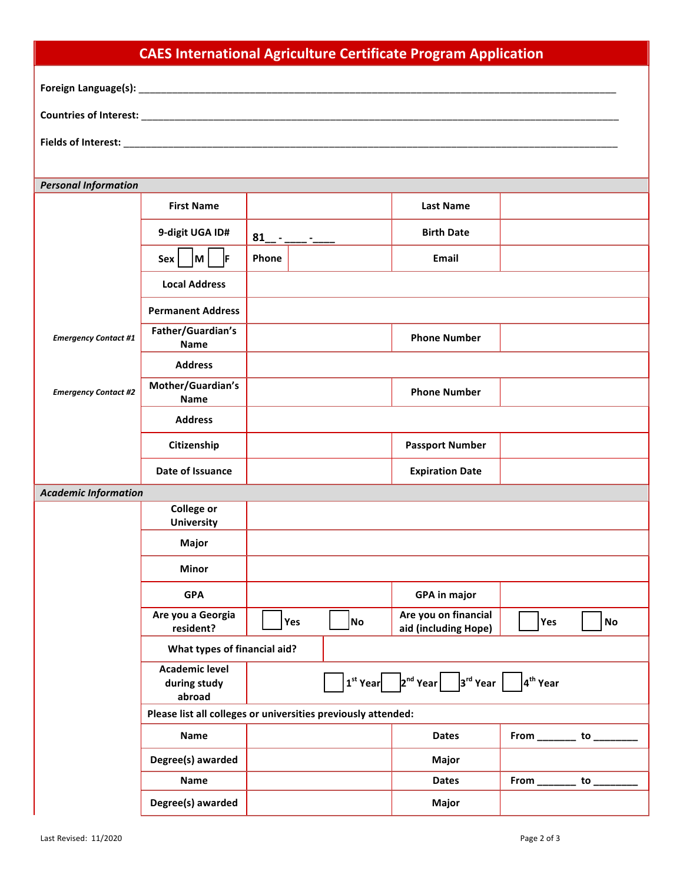# CAES International Agriculture Certificate Program Application

**Foreign Language(s):** ______________________________________________

**Countries of Interest:** ______________________________________________

**Fields of Interest:** ______________________________________________

### *Personal Information*

| | | | | |
|---|---|---|---|---|
| | **First Name** | | **Last Name** | |
| | **9-digit UGA ID#** | 81__ - ___ -___ | **Birth Date** | |
| | **Sex** ☐ **M** ☐ **F** | **Phone** | **Email** | |
| | **Local Address** | | | |
| | **Permanent Address** | | | |
| ***Emergency Contact #1*** | **Father/Guardian's Name** | | **Phone Number** | |
| | **Address** | | | |
| ***Emergency Contact #2*** | **Mother/Guardian's Name** | | **Phone Number** | |
| | **Address** | | | |
| | **Citizenship** | | **Passport Number** | |
| | **Date of Issuance** | | **Expiration Date** | |

### *Academic Information*

| | | | | |
|---|---|---|---|---|
| | **College or University** | | | |
| | **Major** | | | |
| | **Minor** | | | |
| | **GPA** | | **GPA in major** | |
| | **Are you a Georgia resident?** | ☐ **Yes** ☐ **No** | **Are you on financial aid (including Hope)** | ☐ **Yes** ☐ **No** |
| | **What types of financial aid?** | | | |
| | **Academic level during study abroad** | ☐ **1st Year** ☐ **2nd Year** ☐ **3rd Year** ☐ **4th Year** | | |
| | **Please list all colleges or universities previously attended:** | | | |
| | **Name** | | **Dates** | **From** _______ **to** ________ |
| | **Degree(s) awarded** | | **Major** | |
| | **Name** | | **Dates** | **From** _______ **to** ________ |
| | **Degree(s) awarded** | | **Major** | |

Last Revised: 11/2020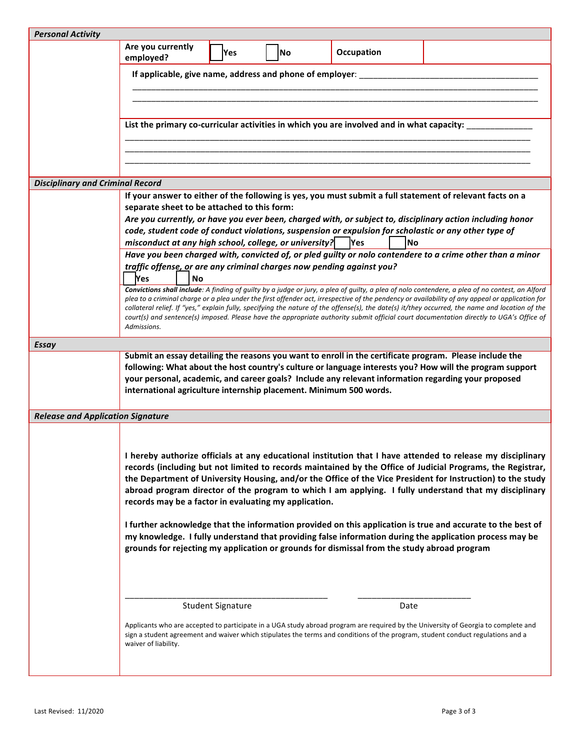## *Personal Activity*

| | | | | |
|---|---|---|---|---|
| **Are you currently employed?** | ☐ **Yes** | ☐ **No** | **Occupation** | |

**If applicable, give name, address and phone of employer**: ______________________________________

________________________________________________________________________________________

________________________________________________________________________________________

**List the primary co-curricular activities in which you are involved and in what capacity:** _____________

________________________________________________________________________________________

________________________________________________________________________________________

________________________________________________________________________________________

## *Disciplinary and Criminal Record*

**If your answer to either of the following is yes, you must submit a full statement of relevant facts on a separate sheet to be attached to this form:**

***Are you currently, or have you ever been, charged with, or subject to, disciplinary action including honor code, student code of conduct violations, suspension or expulsion for scholastic or any other type of misconduct at any high school, college, or university?*** ☐ **Yes** ☐ **No**

***Have you been charged with, convicted of, or pled guilty or nolo contendere to a crime other than a minor traffic offense, or are any criminal charges now pending against you?***

☐ **Yes** ☐ **No**

***Convictions shall include****: A finding of guilty by a judge or jury, a plea of guilty, a plea of nolo contendere, a plea of no contest, an Alford plea to a criminal charge or a plea under the first offender act, irrespective of the pendency or availability of any appeal or application for collateral relief. If "yes," explain fully, specifying the nature of the offense(s), the date(s) it/they occurred, the name and location of the court(s) and sentence(s) imposed. Please have the appropriate authority submit official court documentation directly to UGA's Office of Admissions.*

## *Essay*

**Submit an essay detailing the reasons you want to enroll in the certificate program. Please include the following: What about the host country's culture or language interests you? How will the program support your personal, academic, and career goals? Include any relevant information regarding your proposed international agriculture internship placement. Minimum 500 words.**

## *Release and Application Signature*

**I hereby authorize officials at any educational institution that I have attended to release my disciplinary records (including but not limited to records maintained by the Office of Judicial Programs, the Registrar, the Department of University Housing, and/or the Office of the Vice President for Instruction) to the study abroad program director of the program to which I am applying. I fully understand that my disciplinary records may be a factor in evaluating my application.**

**I further acknowledge that the information provided on this application is true and accurate to the best of my knowledge. I fully understand that providing false information during the application process may be grounds for rejecting my application or grounds for dismissal from the study abroad program**

_____________________________________________ ________________________

Student Signature Date

Applicants who are accepted to participate in a UGA study abroad program are required by the University of Georgia to complete and sign a student agreement and waiver which stipulates the terms and conditions of the program, student conduct regulations and a waiver of liability.

Last Revised: 11/2020